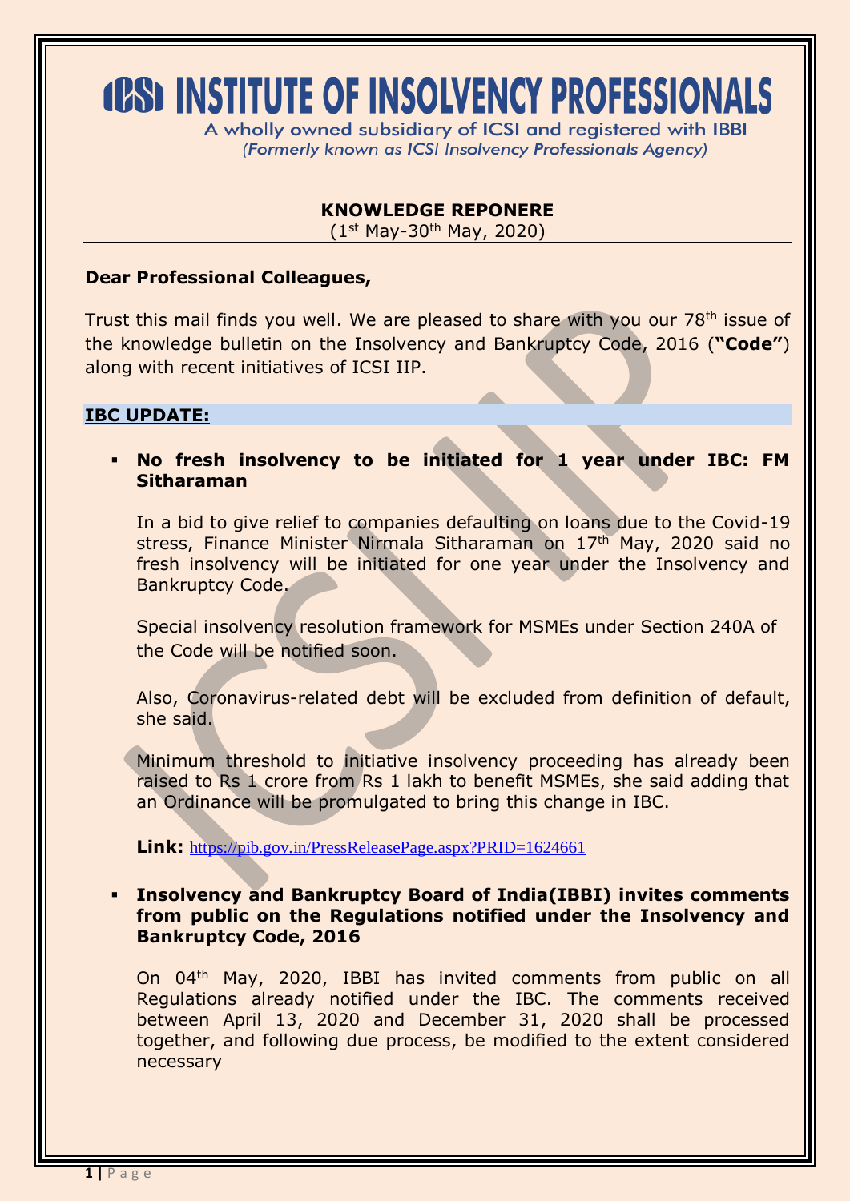# ICSI INSTITUTE OF INSOLVENCY PROFESSIONALS

A wholly owned subsidiary of ICSI and registered with IBBI

*(Formerly known as ICSI Insolvency Professionals Agency)*

## KNOWLEDGE REPONERE

(1st May-30th May, 2020)

**Dear Professional Colleagues,**

Trust this mail finds you well. We are pleased to share with you our 78th issue of the knowledge bulletin on the Insolvency and Bankruptcy Code, 2016 (**"Code"**) along with recent initiatives of ICSI IIP.

### IBC UPDATE:

- **No fresh insolvency to be initiated for 1 year under IBC: FM Sitharaman**

  In a bid to give relief to companies defaulting on loans due to the Covid-19 stress, Finance Minister Nirmala Sitharaman on 17th May, 2020 said no fresh insolvency will be initiated for one year under the Insolvency and Bankruptcy Code.

  Special insolvency resolution framework for MSMEs under Section 240A of the Code will be notified soon.

  Also, Coronavirus-related debt will be excluded from definition of default, she said.

  Minimum threshold to initiative insolvency proceeding has already been raised to Rs 1 crore from Rs 1 lakh to benefit MSMEs, she said adding that an Ordinance will be promulgated to bring this change in IBC.

  **Link:** https://pib.gov.in/PressReleasePage.aspx?PRID=1624661

- **Insolvency and Bankruptcy Board of India(IBBI) invites comments from public on the Regulations notified under the Insolvency and Bankruptcy Code, 2016**

  On 04th May, 2020, IBBI has invited comments from public on all Regulations already notified under the IBC. The comments received between April 13, 2020 and December 31, 2020 shall be processed together, and following due process, be modified to the extent considered necessary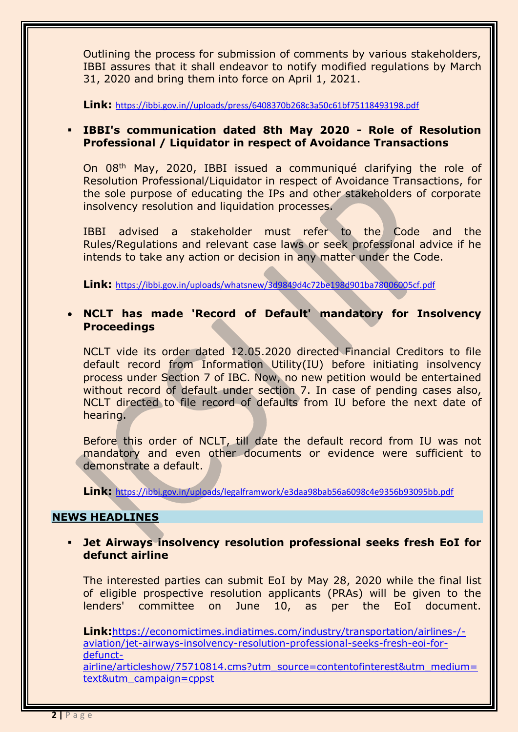Outlining the process for submission of comments by various stakeholders, IBBI assures that it shall endeavor to notify modified regulations by March 31, 2020 and bring them into force on April 1, 2021.

**Link:** https://ibbi.gov.in//uploads/press/6408370b268c3a50c61bf75118493198.pdf

- **IBBI's communication dated 8th May 2020 - Role of Resolution Professional / Liquidator in respect of Avoidance Transactions**

  On 08th May, 2020, IBBI issued a communiqué clarifying the role of Resolution Professional/Liquidator in respect of Avoidance Transactions, for the sole purpose of educating the IPs and other stakeholders of corporate insolvency resolution and liquidation processes.

  IBBI advised a stakeholder must refer to the Code and the Rules/Regulations and relevant case laws or seek professional advice if he intends to take any action or decision in any matter under the Code.

  **Link:** https://ibbi.gov.in/uploads/whatsnew/3d9849d4c72be198d901ba78006005cf.pdf

- **NCLT has made 'Record of Default' mandatory for Insolvency Proceedings**

  NCLT vide its order dated 12.05.2020 directed Financial Creditors to file default record from Information Utility(IU) before initiating insolvency process under Section 7 of IBC. Now, no new petition would be entertained without record of default under section 7. In case of pending cases also, NCLT directed to file record of defaults from IU before the next date of hearing.

  Before this order of NCLT, till date the default record from IU was not mandatory and even other documents or evidence were sufficient to demonstrate a default.

  **Link:** https://ibbi.gov.in/uploads/legalframwork/e3daa98bab56a6098c4e9356b93095bb.pdf

## NEWS HEADLINES

- **Jet Airways insolvency resolution professional seeks fresh EoI for defunct airline**

  The interested parties can submit EoI by May 28, 2020 while the final list of eligible prospective resolution applicants (PRAs) will be given to the lenders' committee on June 10, as per the EoI document.

  **Link:** https://economictimes.indiatimes.com/industry/transportation/airlines-/-aviation/jet-airways-insolvency-resolution-professional-seeks-fresh-eoi-for-defunct-airline/articleshow/75710814.cms?utm_source=contentofinterest&utm_medium=text&utm_campaign=cppst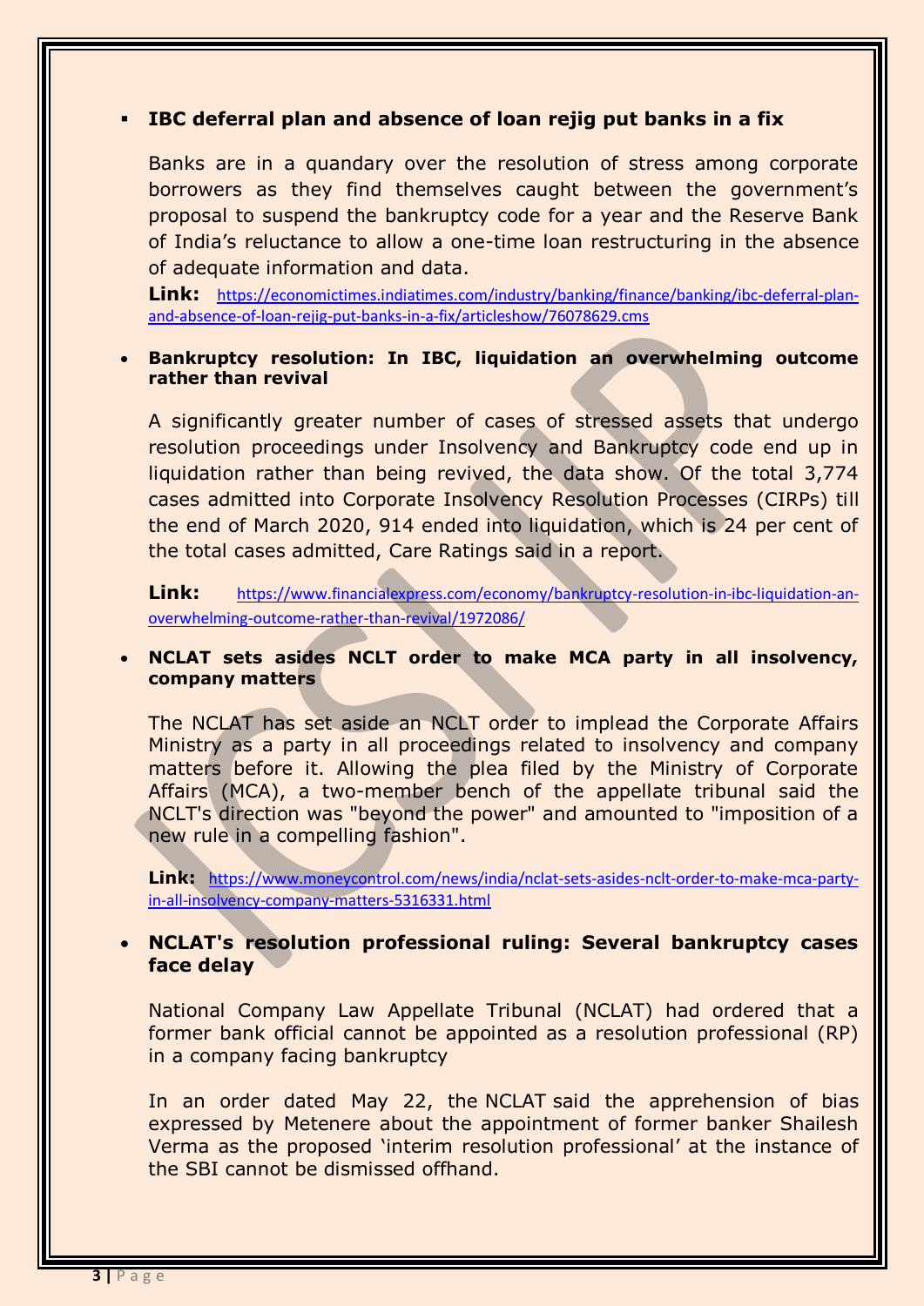- **IBC deferral plan and absence of loan rejig put banks in a fix**

  Banks are in a quandary over the resolution of stress among corporate borrowers as they find themselves caught between the government's proposal to suspend the bankruptcy code for a year and the Reserve Bank of India's reluctance to allow a one-time loan restructuring in the absence of adequate information and data.

  **Link:** https://economictimes.indiatimes.com/industry/banking/finance/banking/ibc-deferral-plan-and-absence-of-loan-rejig-put-banks-in-a-fix/articleshow/76078629.cms

- **Bankruptcy resolution: In IBC, liquidation an overwhelming outcome rather than revival**

  A significantly greater number of cases of stressed assets that undergo resolution proceedings under Insolvency and Bankruptcy code end up in liquidation rather than being revived, the data show. Of the total 3,774 cases admitted into Corporate Insolvency Resolution Processes (CIRPs) till the end of March 2020, 914 ended into liquidation, which is 24 per cent of the total cases admitted, Care Ratings said in a report.

  **Link:** https://www.financialexpress.com/economy/bankruptcy-resolution-in-ibc-liquidation-an-overwhelming-outcome-rather-than-revival/1972086/

- **NCLAT sets asides NCLT order to make MCA party in all insolvency, company matters**

  The NCLAT has set aside an NCLT order to implead the Corporate Affairs Ministry as a party in all proceedings related to insolvency and company matters before it. Allowing the plea filed by the Ministry of Corporate Affairs (MCA), a two-member bench of the appellate tribunal said the NCLT's direction was "beyond the power" and amounted to "imposition of a new rule in a compelling fashion".

  **Link:** https://www.moneycontrol.com/news/india/nclat-sets-asides-nclt-order-to-make-mca-party-in-all-insolvency-company-matters-5316331.html

- **NCLAT's resolution professional ruling: Several bankruptcy cases face delay**

  National Company Law Appellate Tribunal (NCLAT) had ordered that a former bank official cannot be appointed as a resolution professional (RP) in a company facing bankruptcy

  In an order dated May 22, the NCLAT said the apprehension of bias expressed by Metenere about the appointment of former banker Shailesh Verma as the proposed 'interim resolution professional' at the instance of the SBI cannot be dismissed offhand.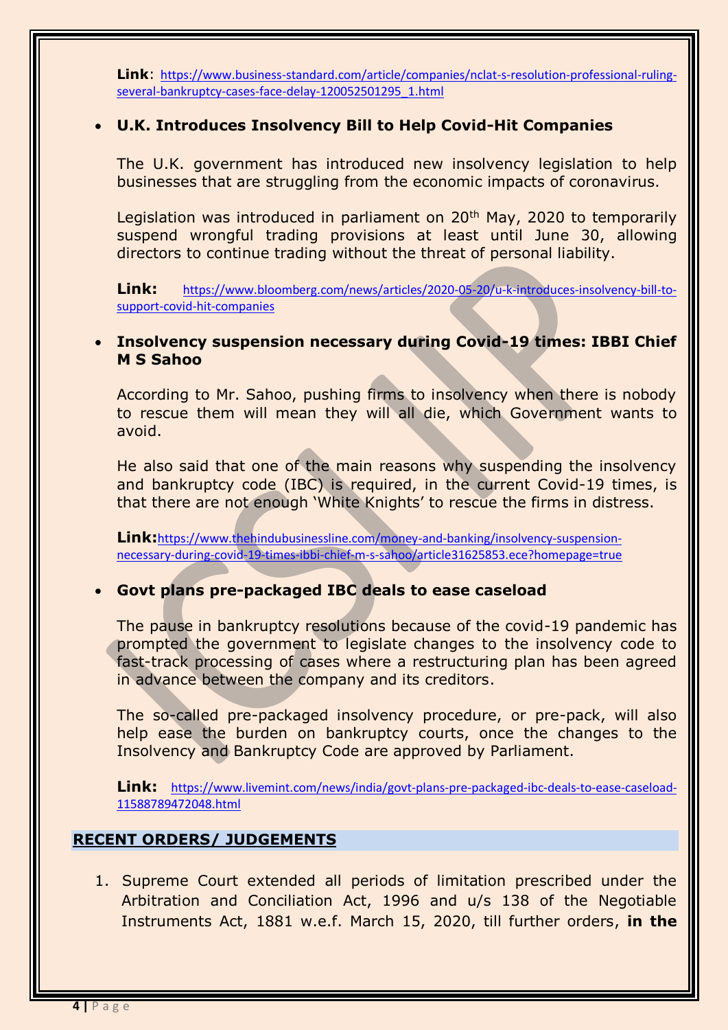**Link**: https://www.business-standard.com/article/companies/nclat-s-resolution-professional-ruling-several-bankruptcy-cases-face-delay-120052501295_1.html

- **U.K. Introduces Insolvency Bill to Help Covid-Hit Companies**

  The U.K. government has introduced new insolvency legislation to help businesses that are struggling from the economic impacts of coronavirus.

  Legislation was introduced in parliament on 20th May, 2020 to temporarily suspend wrongful trading provisions at least until June 30, allowing directors to continue trading without the threat of personal liability.

  **Link:** https://www.bloomberg.com/news/articles/2020-05-20/u-k-introduces-insolvency-bill-to-support-covid-hit-companies

- **Insolvency suspension necessary during Covid-19 times: IBBI Chief M S Sahoo**

  According to Mr. Sahoo, pushing firms to insolvency when there is nobody to rescue them will mean they will all die, which Government wants to avoid.

  He also said that one of the main reasons why suspending the insolvency and bankruptcy code (IBC) is required, in the current Covid-19 times, is that there are not enough 'White Knights' to rescue the firms in distress.

  **Link:** https://www.thehindubusinessline.com/money-and-banking/insolvency-suspension-necessary-during-covid-19-times-ibbi-chief-m-s-sahoo/article31625853.ece?homepage=true

- **Govt plans pre-packaged IBC deals to ease caseload**

  The pause in bankruptcy resolutions because of the covid-19 pandemic has prompted the government to legislate changes to the insolvency code to fast-track processing of cases where a restructuring plan has been agreed in advance between the company and its creditors.

  The so-called pre-packaged insolvency procedure, or pre-pack, will also help ease the burden on bankruptcy courts, once the changes to the Insolvency and Bankruptcy Code are approved by Parliament.

  **Link:** https://www.livemint.com/news/india/govt-plans-pre-packaged-ibc-deals-to-ease-caseload-11588789472048.html

## RECENT ORDERS/ JUDGEMENTS

1. Supreme Court extended all periods of limitation prescribed under the Arbitration and Conciliation Act, 1996 and u/s 138 of the Negotiable Instruments Act, 1881 w.e.f. March 15, 2020, till further orders, **in the**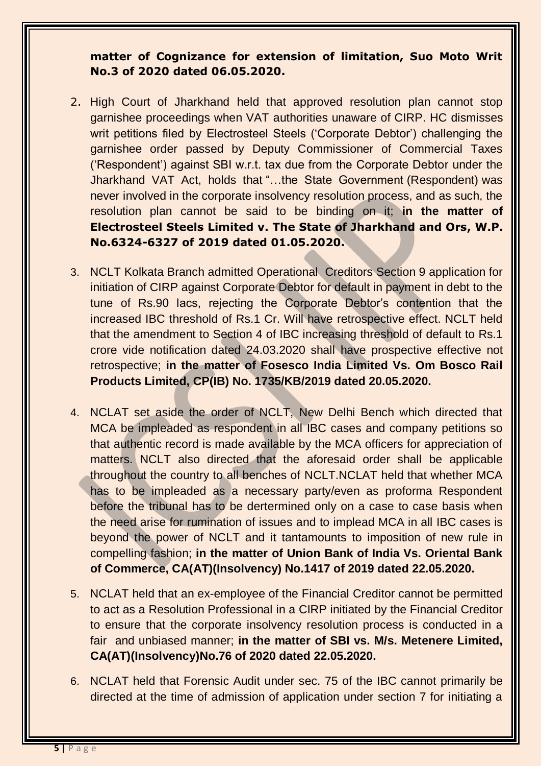**matter of Cognizance for extension of limitation, Suo Moto Writ No.3 of 2020 dated 06.05.2020.**

2. High Court of Jharkhand held that approved resolution plan cannot stop garnishee proceedings when VAT authorities unaware of CIRP. HC dismisses writ petitions filed by Electrosteel Steels ('Corporate Debtor') challenging the garnishee order passed by Deputy Commissioner of Commercial Taxes ('Respondent') against SBI w.r.t. tax due from the Corporate Debtor under the Jharkhand VAT Act, holds that "…the State Government (Respondent) was never involved in the corporate insolvency resolution process, and as such, the resolution plan cannot be said to be binding on it; **in the matter of Electrosteel Steels Limited v. The State of Jharkhand and Ors, W.P. No.6324-6327 of 2019 dated 01.05.2020.**

3. NCLT Kolkata Branch admitted Operational Creditors Section 9 application for initiation of CIRP against Corporate Debtor for default in payment in debt to the tune of Rs.90 lacs, rejecting the Corporate Debtor's contention that the increased IBC threshold of Rs.1 Cr. Will have retrospective effect. NCLT held that the amendment to Section 4 of IBC increasing threshold of default to Rs.1 crore vide notification dated 24.03.2020 shall have prospective effective not retrospective; **in the matter of Fosesco India Limited Vs. Om Bosco Rail Products Limited, CP(IB) No. 1735/KB/2019 dated 20.05.2020.**

4. NCLAT set aside the order of NCLT, New Delhi Bench which directed that MCA be impleaded as respondent in all IBC cases and company petitions so that authentic record is made available by the MCA officers for appreciation of matters. NCLT also directed that the aforesaid order shall be applicable throughout the country to all benches of NCLT.NCLAT held that whether MCA has to be impleaded as a necessary party/even as proforma Respondent before the tribunal has to be dertermined only on a case to case basis when the need arise for rumination of issues and to implead MCA in all IBC cases is beyond the power of NCLT and it tantamounts to imposition of new rule in compelling fashion; **in the matter of Union Bank of India Vs. Oriental Bank of Commerce, CA(AT)(Insolvency) No.1417 of 2019 dated 22.05.2020.**

5. NCLAT held that an ex-employee of the Financial Creditor cannot be permitted to act as a Resolution Professional in a CIRP initiated by the Financial Creditor to ensure that the corporate insolvency resolution process is conducted in a fair and unbiased manner; **in the matter of SBI vs. M/s. Metenere Limited, CA(AT)(Insolvency)No.76 of 2020 dated 22.05.2020.**

6. NCLAT held that Forensic Audit under sec. 75 of the IBC cannot primarily be directed at the time of admission of application under section 7 for initiating a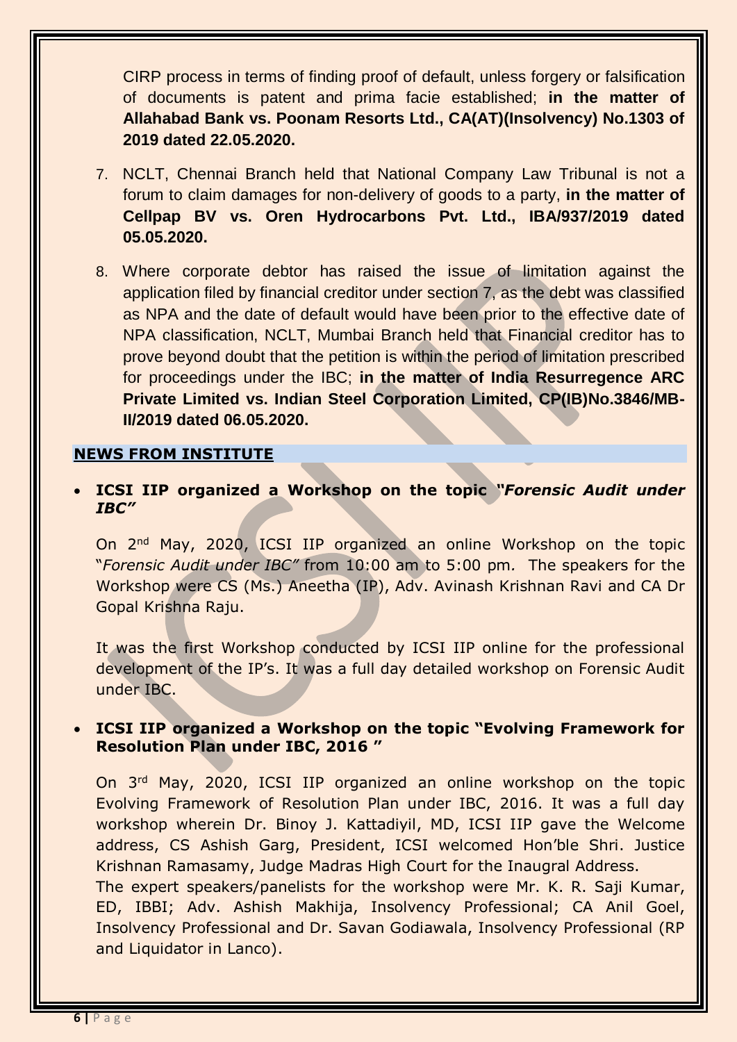CIRP process in terms of finding proof of default, unless forgery or falsification of documents is patent and prima facie established; **in the matter of Allahabad Bank vs. Poonam Resorts Ltd., CA(AT)(Insolvency) No.1303 of 2019 dated 22.05.2020.**

7. NCLT, Chennai Branch held that National Company Law Tribunal is not a forum to claim damages for non-delivery of goods to a party, **in the matter of Cellpap BV vs. Oren Hydrocarbons Pvt. Ltd., IBA/937/2019 dated 05.05.2020.**

8. Where corporate debtor has raised the issue of limitation against the application filed by financial creditor under section 7, as the debt was classified as NPA and the date of default would have been prior to the effective date of NPA classification, NCLT, Mumbai Branch held that Financial creditor has to prove beyond doubt that the petition is within the period of limitation prescribed for proceedings under the IBC; **in the matter of India Resurregence ARC Private Limited vs. Indian Steel Corporation Limited, CP(IB)No.3846/MB-II/2019 dated 06.05.2020.**

## NEWS FROM INSTITUTE

- **ICSI IIP organized a Workshop on the topic *"Forensic Audit under IBC"***

  On 2nd May, 2020, ICSI IIP organized an online Workshop on the topic "*Forensic Audit under IBC"* from 10:00 am to 5:00 pm. The speakers for the Workshop were CS (Ms.) Aneetha (IP), Adv. Avinash Krishnan Ravi and CA Dr Gopal Krishna Raju.

  It was the first Workshop conducted by ICSI IIP online for the professional development of the IP's. It was a full day detailed workshop on Forensic Audit under IBC.

- **ICSI IIP organized a Workshop on the topic "Evolving Framework for Resolution Plan under IBC, 2016 "**

  On 3rd May, 2020, ICSI IIP organized an online workshop on the topic Evolving Framework of Resolution Plan under IBC, 2016. It was a full day workshop wherein Dr. Binoy J. Kattadiyil, MD, ICSI IIP gave the Welcome address, CS Ashish Garg, President, ICSI welcomed Hon'ble Shri. Justice Krishnan Ramasamy, Judge Madras High Court for the Inaugral Address.
  The expert speakers/panelists for the workshop were Mr. K. R. Saji Kumar, ED, IBBI; Adv. Ashish Makhija, Insolvency Professional; CA Anil Goel, Insolvency Professional and Dr. Savan Godiawala, Insolvency Professional (RP and Liquidator in Lanco).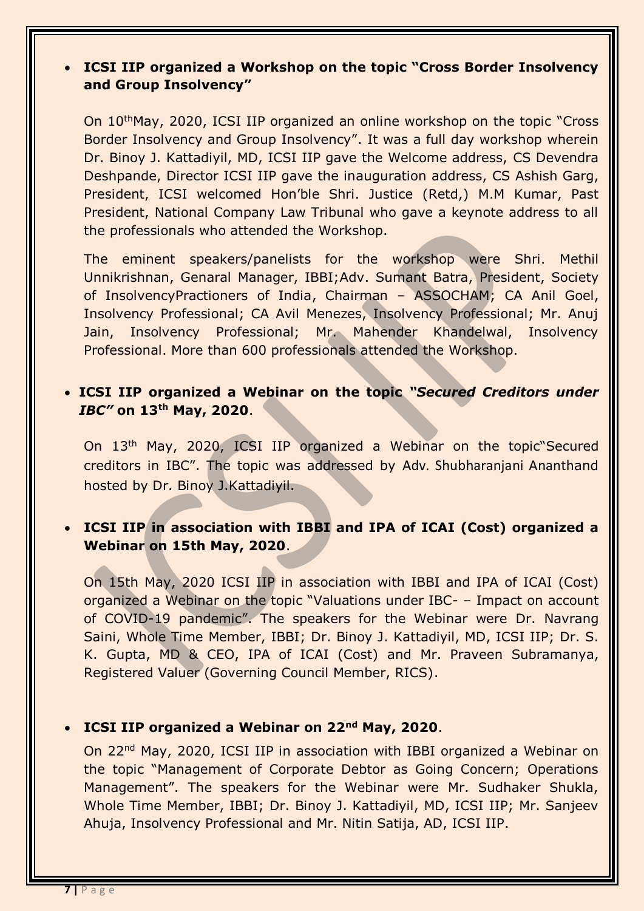- **ICSI IIP organized a Workshop on the topic "Cross Border Insolvency and Group Insolvency"**

  On 10th May, 2020, ICSI IIP organized an online workshop on the topic "Cross Border Insolvency and Group Insolvency". It was a full day workshop wherein Dr. Binoy J. Kattadiyil, MD, ICSI IIP gave the Welcome address, CS Devendra Deshpande, Director ICSI IIP gave the inauguration address, CS Ashish Garg, President, ICSI welcomed Hon'ble Shri. Justice (Retd,) M.M Kumar, Past President, National Company Law Tribunal who gave a keynote address to all the professionals who attended the Workshop.

  The eminent speakers/panelists for the workshop were Shri. Methil Unnikrishnan, Genaral Manager, IBBI;Adv. Sumant Batra, President, Society of InsolvencyPractioners of India, Chairman – ASSOCHAM; CA Anil Goel, Insolvency Professional; CA Avil Menezes, Insolvency Professional; Mr. Anuj Jain, Insolvency Professional; Mr. Mahender Khandelwal, Insolvency Professional. More than 600 professionals attended the Workshop.

- **ICSI IIP organized a Webinar on the topic *"Secured Creditors under IBC"* on 13th May, 2020**.

  On 13th May, 2020, ICSI IIP organized a Webinar on the topic"Secured creditors in IBC". The topic was addressed by Adv. Shubharanjani Ananthand hosted by Dr. Binoy J.Kattadiyil.

- **ICSI IIP in association with IBBI and IPA of ICAI (Cost) organized a Webinar on 15th May, 2020**.

  On 15th May, 2020 ICSI IIP in association with IBBI and IPA of ICAI (Cost) organized a Webinar on the topic "Valuations under IBC- – Impact on account of COVID-19 pandemic". The speakers for the Webinar were Dr. Navrang Saini, Whole Time Member, IBBI; Dr. Binoy J. Kattadiyil, MD, ICSI IIP; Dr. S. K. Gupta, MD & CEO, IPA of ICAI (Cost) and Mr. Praveen Subramanya, Registered Valuer (Governing Council Member, RICS).

- **ICSI IIP organized a Webinar on 22nd May, 2020**.

  On 22nd May, 2020, ICSI IIP in association with IBBI organized a Webinar on the topic "Management of Corporate Debtor as Going Concern; Operations Management". The speakers for the Webinar were Mr. Sudhaker Shukla, Whole Time Member, IBBI; Dr. Binoy J. Kattadiyil, MD, ICSI IIP; Mr. Sanjeev Ahuja, Insolvency Professional and Mr. Nitin Satija, AD, ICSI IIP.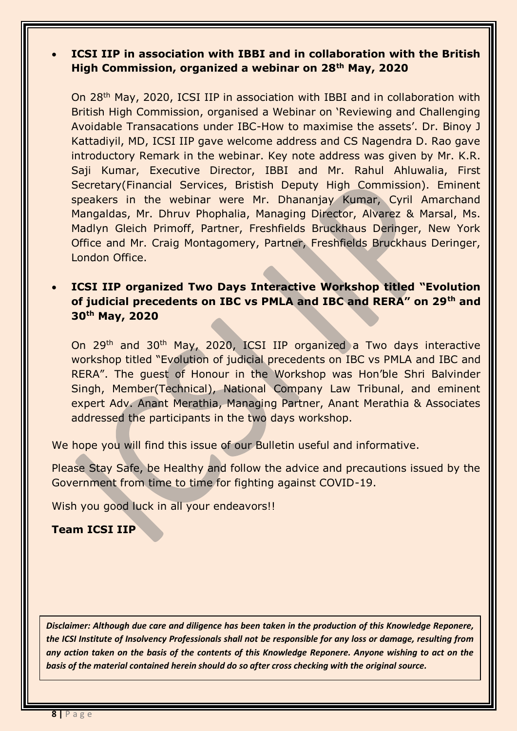- **ICSI IIP in association with IBBI and in collaboration with the British High Commission, organized a webinar on 28th May, 2020**

  On 28th May, 2020, ICSI IIP in association with IBBI and in collaboration with British High Commission, organised a Webinar on 'Reviewing and Challenging Avoidable Transacations under IBC-How to maximise the assets'. Dr. Binoy J Kattadiyil, MD, ICSI IIP gave welcome address and CS Nagendra D. Rao gave introductory Remark in the webinar. Key note address was given by Mr. K.R. Saji Kumar, Executive Director, IBBI and Mr. Rahul Ahluwalia, First Secretary(Financial Services, Bristish Deputy High Commission). Eminent speakers in the webinar were Mr. Dhananjay Kumar, Cyril Amarchand Mangaldas, Mr. Dhruv Phophalia, Managing Director, Alvarez & Marsal, Ms. Madlyn Gleich Primoff, Partner, Freshfields Bruckhaus Deringer, New York Office and Mr. Craig Montagomery, Partner, Freshfields Bruckhaus Deringer, London Office.

- **ICSI IIP organized Two Days Interactive Workshop titled "Evolution of judicial precedents on IBC vs PMLA and IBC and RERA" on 29th and 30th May, 2020**

  On 29th and 30th May, 2020, ICSI IIP organized a Two days interactive workshop titled "Evolution of judicial precedents on IBC vs PMLA and IBC and RERA". The guest of Honour in the Workshop was Hon'ble Shri Balvinder Singh, Member(Technical), National Company Law Tribunal, and eminent expert Adv. Anant Merathia, Managing Partner, Anant Merathia & Associates addressed the participants in the two days workshop.

We hope you will find this issue of our Bulletin useful and informative.

Please Stay Safe, be Healthy and follow the advice and precautions issued by the Government from time to time for fighting against COVID-19.

Wish you good luck in all your endeavors!!

**Team ICSI IIP**

***Disclaimer: Although due care and diligence has been taken in the production of this Knowledge Reponere, the ICSI Institute of Insolvency Professionals shall not be responsible for any loss or damage, resulting from any action taken on the basis of the contents of this Knowledge Reponere. Anyone wishing to act on the basis of the material contained herein should do so after cross checking with the original source.***